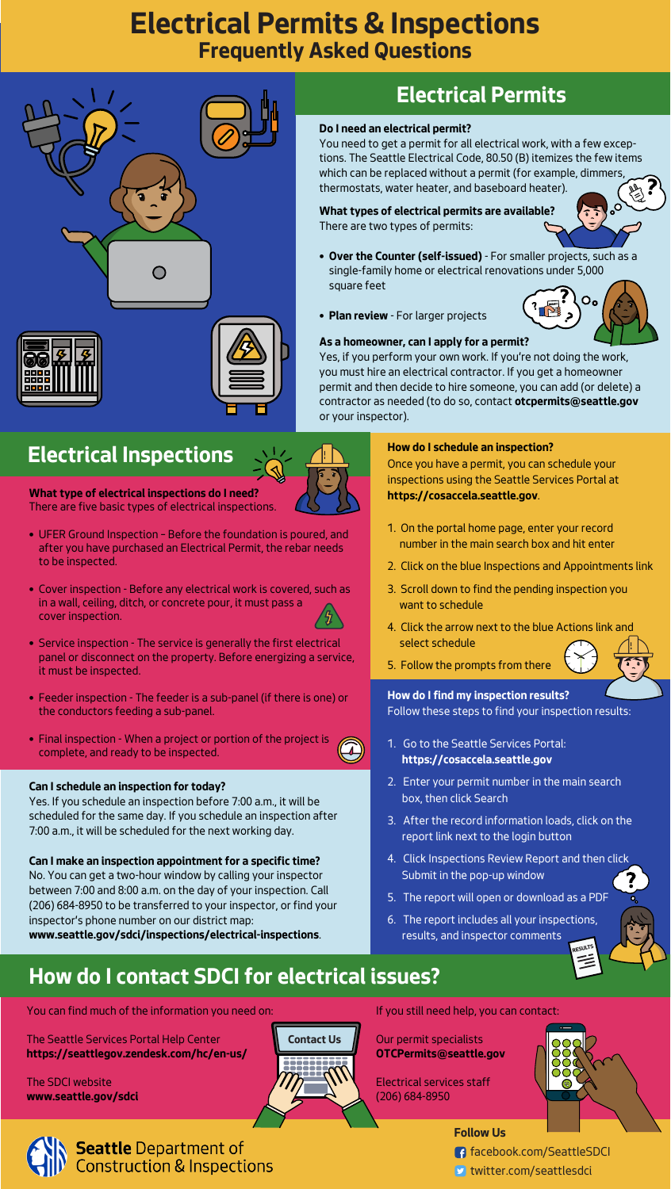# Electrical Permits & Inspections

## Frequently Asked Questions

## Electrical Permits

**Do I need an electrical permit?**

You need to get a permit for all electrical work, with a few exceptions. The Seattle Electrical Code, 80.50 (B) itemizes the few items which can be replaced without a permit (for example, dimmers, thermostats, water heater, and baseboard heater).

**What types of electrical permits are available?**

There are two types of permits:

- **Over the Counter (self-issued)** - For smaller projects, such as a single-family home or electrical renovations under 5,000 square feet
- **Plan review** - For larger projects

**As a homeowner, can I apply for a permit?**

Yes, if you perform your own work. If you're not doing the work, you must hire an electrical contractor. If you get a homeowner permit and then decide to hire someone, you can add (or delete) a contractor as needed (to do so, contact **otcpermits@seattle.gov** or your inspector).

## Electrical Inspections

**What type of electrical inspections do I need?**

There are five basic types of electrical inspections.

- UFER Ground Inspection – Before the foundation is poured, and after you have purchased an Electrical Permit, the rebar needs to be inspected.
- Cover inspection - Before any electrical work is covered, such as in a wall, ceiling, ditch, or concrete pour, it must pass a cover inspection.
- Service inspection - The service is generally the first electrical panel or disconnect on the property. Before energizing a service, it must be inspected.
- Feeder inspection - The feeder is a sub-panel (if there is one) or the conductors feeding a sub-panel.
- Final inspection - When a project or portion of the project is complete, and ready to be inspected.

**Can I schedule an inspection for today?**

Yes. If you schedule an inspection before 7:00 a.m., it will be scheduled for the same day. If you schedule an inspection after 7:00 a.m., it will be scheduled for the next working day.

**Can I make an inspection appointment for a specific time?**

No. You can get a two-hour window by calling your inspector between 7:00 and 8:00 a.m. on the day of your inspection. Call (206) 684-8950 to be transferred to your inspector, or find your inspector's phone number on our district map: **www.seattle.gov/sdci/inspections/electrical-inspections**.

**How do I schedule an inspection?**

Once you have a permit, you can schedule your inspections using the Seattle Services Portal at **https://cosaccela.seattle.gov**.

1. On the portal home page, enter your record number in the main search box and hit enter
2. Click on the blue Inspections and Appointments link
3. Scroll down to find the pending inspection you want to schedule
4. Click the arrow next to the blue Actions link and select schedule
5. Follow the prompts from there

**How do I find my inspection results?**

Follow these steps to find your inspection results:

1. Go to the Seattle Services Portal: **https://cosaccela.seattle.gov**
2. Enter your permit number in the main search box, then click Search
3. After the record information loads, click on the report link next to the login button
4. Click Inspections Review Report and then click Submit in the pop-up window
5. The report will open or download as a PDF
6. The report includes all your inspections, results, and inspector comments

## How do I contact SDCI for electrical issues?

You can find much of the information you need on:

The Seattle Services Portal Help Center
**https://seattlegov.zendesk.com/hc/en-us/**

The SDCI website
**www.seattle.gov/sdci**

If you still need help, you can contact:

Our permit specialists
**OTCPermits@seattle.gov**

Electrical services staff
(206) 684-8950

**Follow Us**

facebook.com/SeattleSDCI

twitter.com/seattlesdci

**Seattle** Department of Construction & Inspections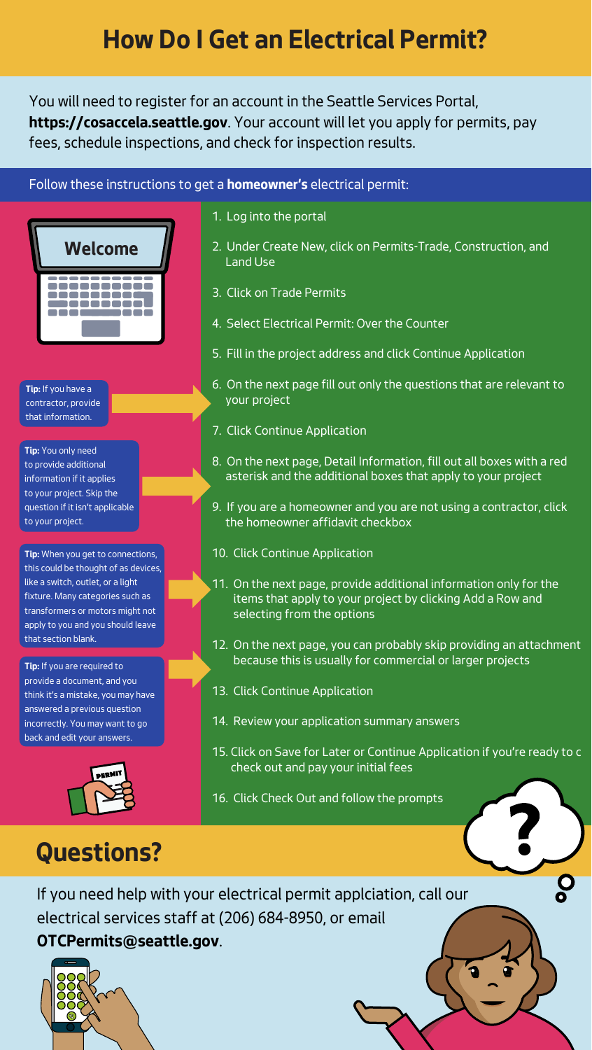# How Do I Get an Electrical Permit?

You will need to register for an account in the Seattle Services Portal, **https://cosaccela.seattle.gov**. Your account will let you apply for permits, pay fees, schedule inspections, and check for inspection results.

Follow these instructions to get a **homeowner's** electrical permit:

1. Log into the portal
2. Under Create New, click on Permits-Trade, Construction, and Land Use
3. Click on Trade Permits
4. Select Electrical Permit: Over the Counter
5. Fill in the project address and click Continue Application
6. On the next page fill out only the questions that are relevant to your project
7. Click Continue Application
8. On the next page, Detail Information, fill out all boxes with a red asterisk and the additional boxes that apply to your project
9. If you are a homeowner and you are not using a contractor, click the homeowner affidavit checkbox
10. Click Continue Application
11. On the next page, provide additional information only for the items that apply to your project by clicking Add a Row and selecting from the options
12. On the next page, you can probably skip providing an attachment because this is usually for commercial or larger projects
13. Click Continue Application
14. Review your application summary answers
15. Click on Save for Later or Continue Application if you're ready to c check out and pay your initial fees
16. Click Check Out and follow the prompts

**Tip:** If you have a contractor, provide that information.

**Tip:** You only need to provide additional information if it applies to your project. Skip the question if it isn't applicable to your project.

**Tip:** When you get to connections, this could be thought of as devices, like a switch, outlet, or a light fixture. Many categories such as transformers or motors might not apply to you and you should leave that section blank.

**Tip:** If you are required to provide a document, and you think it's a mistake, you may have answered a previous question incorrectly. You may want to go back and edit your answers.

## Questions?

If you need help with your electrical permit applciation, call our electrical services staff at (206) 684-8950, or email **OTCPermits@seattle.gov**.